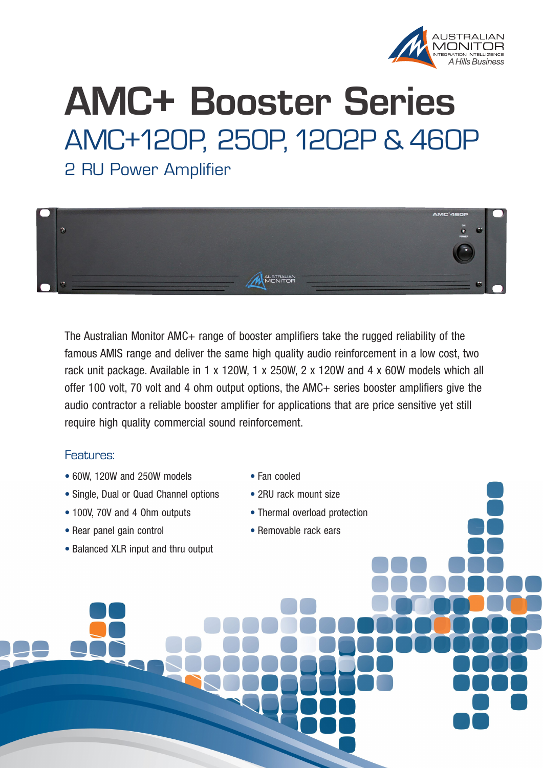# AMC+ Booster Series

## AMC+120P, 250P, 1202P & 460P

### 2 RU Power Amplifier

The Australian Monitor AMC+ range of booster amplifiers take the rugged reliability of the famous AMIS range and deliver the same high quality audio reinforcement in a low cost, two rack unit package. Available in 1 x 120W, 1 x 250W, 2 x 120W and 4 x 60W models which all offer 100 volt, 70 volt and 4 ohm output options, the AMC+ series booster amplifiers give the audio contractor a reliable booster amplifier for applications that are price sensitive yet still require high quality commercial sound reinforcement.

### Features:

- 60W, 120W and 250W models
- Single, Dual or Quad Channel options
- 100V, 70V and 4 Ohm outputs
- Rear panel gain control
- Balanced XLR input and thru output
- Fan cooled
- 2RU rack mount size
- Thermal overload protection
- Removable rack ears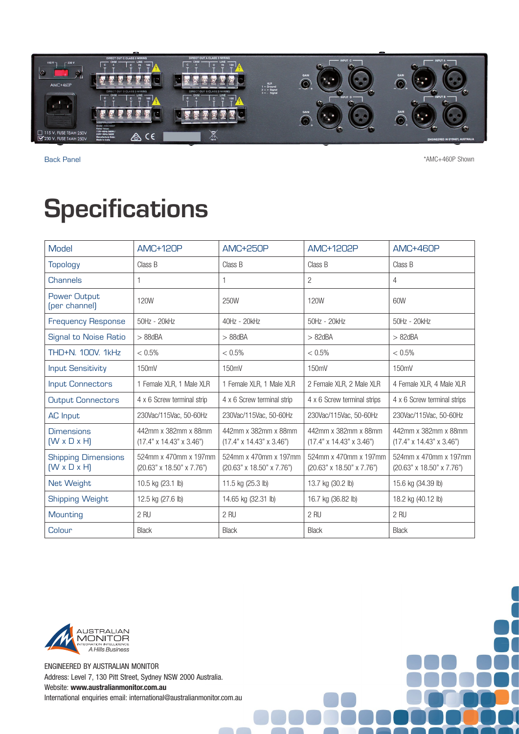Back Panel

*AMC+460P Shown

# Specifications

| Model | AMC+120P | AMC+250P | AMC+1202P | AMC+460P |
|---|---|---|---|---|
| Topology | Class B | Class B | Class B | Class B |
| Channels | 1 | 1 | 2 | 4 |
| Power Output (per channel) | 120W | 250W | 120W | 60W |
| Frequency Response | 50Hz - 20kHz | 40Hz - 20kHz | 50Hz - 20kHz | 50Hz - 20kHz |
| Signal to Noise Ratio | > 88dBA | > 88dBA | > 82dBA | > 82dBA |
| THD+N. 100V. 1kHz | < 0.5% | < 0.5% | < 0.5% | < 0.5% |
| Input Sensitivity | 150mV | 150mV | 150mV | 150mV |
| Input Connectors | 1 Female XLR, 1 Male XLR | 1 Female XLR, 1 Male XLR | 2 Female XLR, 2 Male XLR | 4 Female XLR, 4 Male XLR |
| Output Connectors | 4 x 6 Screw terminal strip | 4 x 6 Screw terminal strip | 4 x 6 Screw terminal strips | 4 x 6 Screw terminal strips |
| AC Input | 230Vac/115Vac, 50-60Hz | 230Vac/115Vac, 50-60Hz | 230Vac/115Vac, 50-60Hz | 230Vac/115Vac, 50-60Hz |
| Dimensions (W x D x H) | 442mm x 382mm x 88mm (17.4" x 14.43" x 3.46") | 442mm x 382mm x 88mm (17.4" x 14.43" x 3.46") | 442mm x 382mm x 88mm (17.4" x 14.43" x 3.46") | 442mm x 382mm x 88mm (17.4" x 14.43" x 3.46") |
| Shipping Dimensions (W x D x H) | 524mm x 470mm x 197mm (20.63" x 18.50" x 7.76") | 524mm x 470mm x 197mm (20.63" x 18.50" x 7.76") | 524mm x 470mm x 197mm (20.63" x 18.50" x 7.76") | 524mm x 470mm x 197mm (20.63" x 18.50" x 7.76") |
| Net Weight | 10.5 kg (23.1 lb) | 11.5 kg (25.3 lb) | 13.7 kg (30.2 lb) | 15.6 kg (34.39 lb) |
| Shipping Weight | 12.5 kg (27.6 lb) | 14.65 kg (32.31 lb) | 16.7 kg (36.82 lb) | 18.2 kg (40.12 lb) |
| Mounting | 2 RU | 2 RU | 2 RU | 2 RU |
| Colour | Black | Black | Black | Black |

AUSTRALIAN MONITOR
INTEGRATION INTELLIGENCE
*A Hills Business*

ENGINEERED BY AUSTRALIAN MONITOR
Address: Level 7, 130 Pitt Street, Sydney NSW 2000 Australia.
Website: **www.australianmonitor.com.au**
International enquiries email: international@australianmonitor.com.au